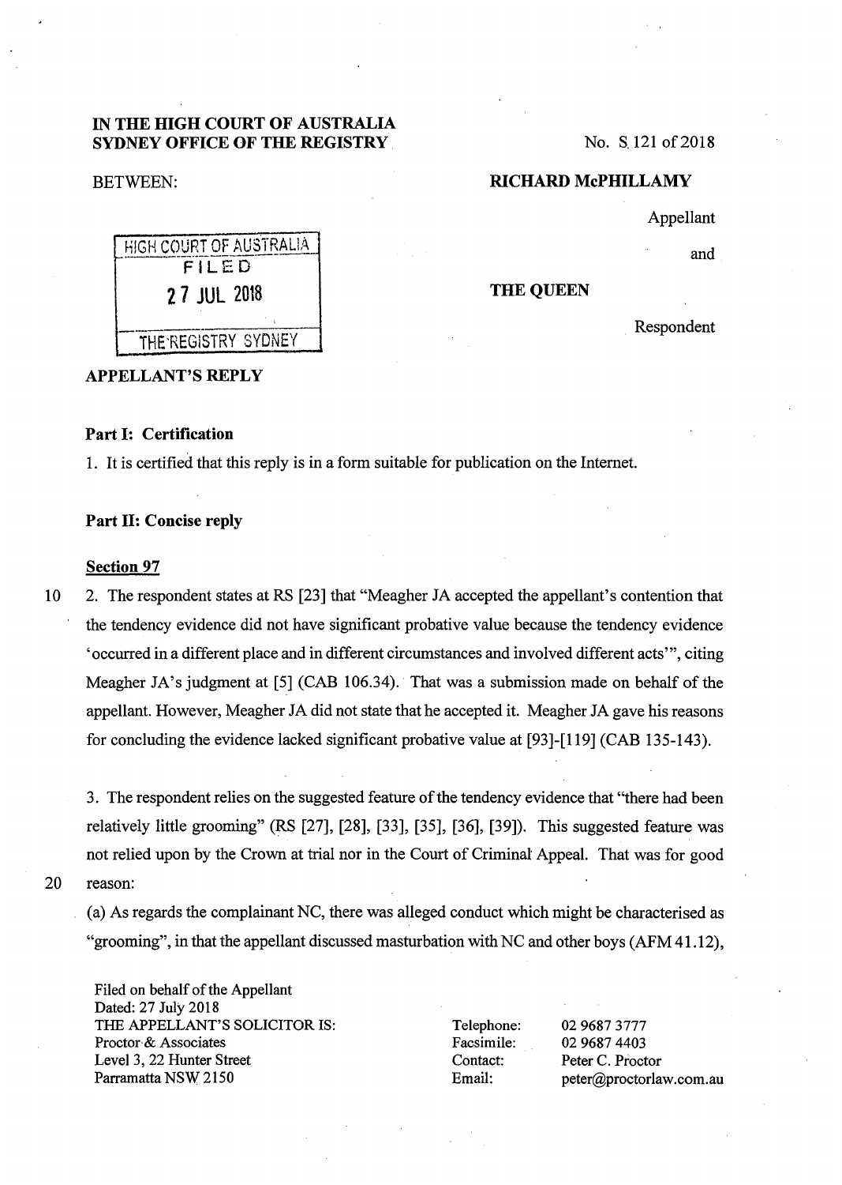**IN THE HIGH COURT OF AUSTRALIA**
**SYDNEY OFFICE OF THE REGISTRY**

No. S 121 of 2018

BETWEEN:

**RICHARD McPHILLAMY**

Appellant

and

**THE QUEEN**

Respondent

HIGH COURT OF AUSTRALIA
FILED
27 JUL 2018
THE REGISTRY SYDNEY

**APPELLANT'S REPLY**

**Part I: Certification**

1. It is certified that this reply is in a form suitable for publication on the Internet.

**Part II: Concise reply**

**Section 97**

2. The respondent states at RS [23] that "Meagher JA accepted the appellant's contention that the tendency evidence did not have significant probative value because the tendency evidence 'occurred in a different place and in different circumstances and involved different acts'", citing Meagher JA's judgment at [5] (CAB 106.34). That was a submission made on behalf of the appellant. However, Meagher JA did not state that he accepted it. Meagher JA gave his reasons for concluding the evidence lacked significant probative value at [93]-[119] (CAB 135-143).

3. The respondent relies on the suggested feature of the tendency evidence that "there had been relatively little grooming" (RS [27], [28], [33], [35], [36], [39]). This suggested feature was not relied upon by the Crown at trial nor in the Court of Criminal Appeal. That was for good reason:

(a) As regards the complainant NC, there was alleged conduct which might be characterised as "grooming", in that the appellant discussed masturbation with NC and other boys (AFM 41.12),

Filed on behalf of the Appellant
Dated: 27 July 2018
THE APPELLANT'S SOLICITOR IS:
Proctor & Associates
Level 3, 22 Hunter Street
Parramatta NSW 2150

Telephone: 02 9687 3777
Facsimile: 02 9687 4403
Contact: Peter C. Proctor
Email: peter@proctorlaw.com.au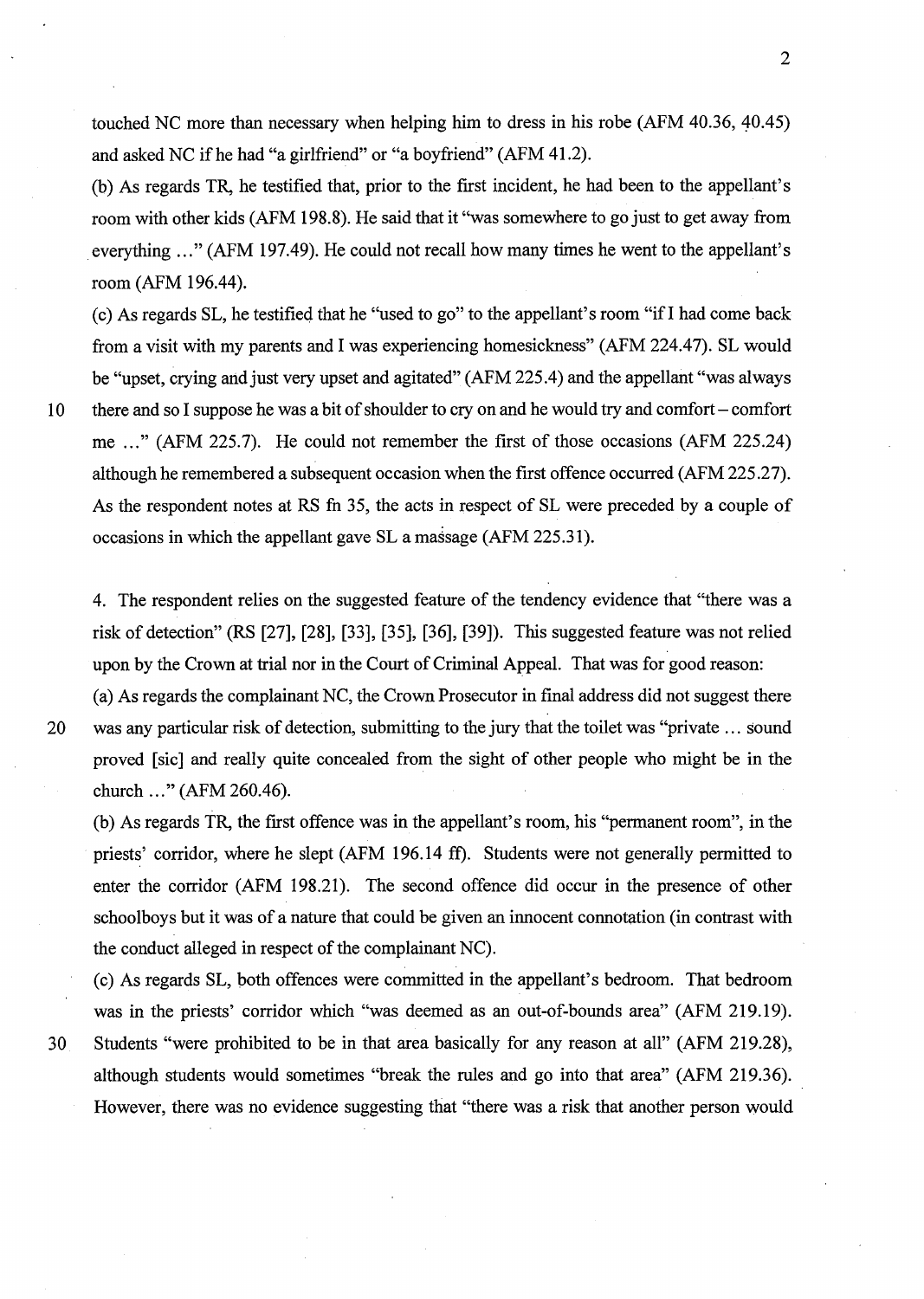touched NC more than necessary when helping him to dress in his robe (AFM 40.36, 40.45) and asked NC if he had "a girlfriend" or "a boyfriend" (AFM 41.2).

(b) As regards TR, he testified that, prior to the first incident, he had been to the appellant's room with other kids (AFM 198.8). He said that it "was somewhere to go just to get away from everything ..." (AFM 197.49). He could not recall how many times he went to the appellant's room (AFM 196.44).

(c) As regards SL, he testified that he "used to go" to the appellant's room "if I had come back from a visit with my parents and I was experiencing homesickness" (AFM 224.47). SL would be "upset, crying and just very upset and agitated" (AFM 225.4) and the appellant "was always there and so I suppose he was a bit of shoulder to cry on and he would try and comfort – comfort me ..." (AFM 225.7). He could not remember the first of those occasions (AFM 225.24) although he remembered a subsequent occasion when the first offence occurred (AFM 225.27). As the respondent notes at RS fn 35, the acts in respect of SL were preceded by a couple of occasions in which the appellant gave SL a massage (AFM 225.31).

4. The respondent relies on the suggested feature of the tendency evidence that "there was a risk of detection" (RS [27], [28], [33], [35], [36], [39]). This suggested feature was not relied upon by the Crown at trial nor in the Court of Criminal Appeal. That was for good reason:

(a) As regards the complainant NC, the Crown Prosecutor in final address did not suggest there was any particular risk of detection, submitting to the jury that the toilet was "private ... sound proved [sic] and really quite concealed from the sight of other people who might be in the church ..." (AFM 260.46).

(b) As regards TR, the first offence was in the appellant's room, his "permanent room", in the priests' corridor, where he slept (AFM 196.14 ff). Students were not generally permitted to enter the corridor (AFM 198.21). The second offence did occur in the presence of other schoolboys but it was of a nature that could be given an innocent connotation (in contrast with the conduct alleged in respect of the complainant NC).

(c) As regards SL, both offences were committed in the appellant's bedroom. That bedroom was in the priests' corridor which "was deemed as an out-of-bounds area" (AFM 219.19). Students "were prohibited to be in that area basically for any reason at all" (AFM 219.28), although students would sometimes "break the rules and go into that area" (AFM 219.36). However, there was no evidence suggesting that "there was a risk that another person would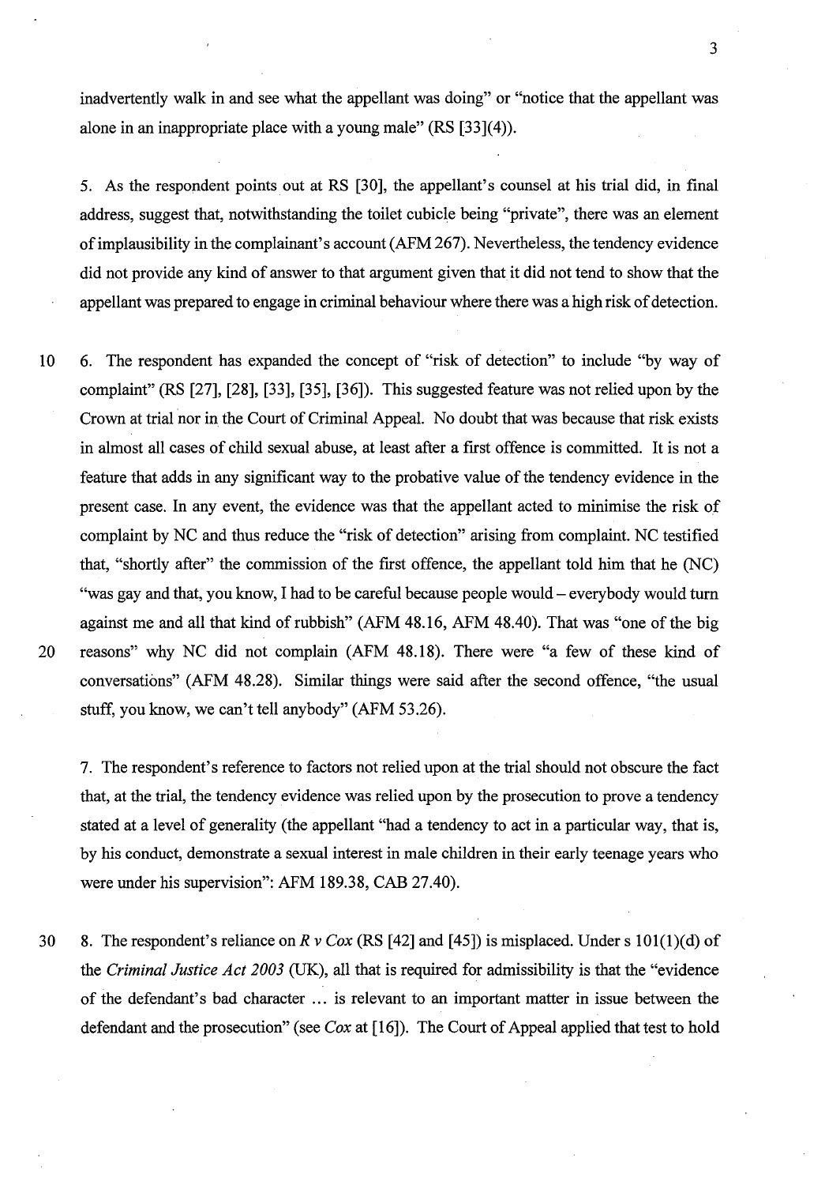inadvertently walk in and see what the appellant was doing" or "notice that the appellant was alone in an inappropriate place with a young male" (RS [33](4)).

5. As the respondent points out at RS [30], the appellant's counsel at his trial did, in final address, suggest that, notwithstanding the toilet cubicle being "private", there was an element of implausibility in the complainant's account (AFM 267). Nevertheless, the tendency evidence did not provide any kind of answer to that argument given that it did not tend to show that the appellant was prepared to engage in criminal behaviour where there was a high risk of detection.

6. The respondent has expanded the concept of "risk of detection" to include "by way of complaint" (RS [27], [28], [33], [35], [36]). This suggested feature was not relied upon by the Crown at trial nor in the Court of Criminal Appeal. No doubt that was because that risk exists in almost all cases of child sexual abuse, at least after a first offence is committed. It is not a feature that adds in any significant way to the probative value of the tendency evidence in the present case. In any event, the evidence was that the appellant acted to minimise the risk of complaint by NC and thus reduce the "risk of detection" arising from complaint. NC testified that, "shortly after" the commission of the first offence, the appellant told him that he (NC) "was gay and that, you know, I had to be careful because people would – everybody would turn against me and all that kind of rubbish" (AFM 48.16, AFM 48.40). That was "one of the big reasons" why NC did not complain (AFM 48.18). There were "a few of these kind of conversations" (AFM 48.28). Similar things were said after the second offence, "the usual stuff, you know, we can't tell anybody" (AFM 53.26).

7. The respondent's reference to factors not relied upon at the trial should not obscure the fact that, at the trial, the tendency evidence was relied upon by the prosecution to prove a tendency stated at a level of generality (the appellant "had a tendency to act in a particular way, that is, by his conduct, demonstrate a sexual interest in male children in their early teenage years who were under his supervision": AFM 189.38, CAB 27.40).

8. The respondent's reliance on *R v Cox* (RS [42] and [45]) is misplaced. Under s 101(1)(d) of the *Criminal Justice Act 2003* (UK), all that is required for admissibility is that the "evidence of the defendant's bad character ... is relevant to an important matter in issue between the defendant and the prosecution" (see *Cox* at [16]). The Court of Appeal applied that test to hold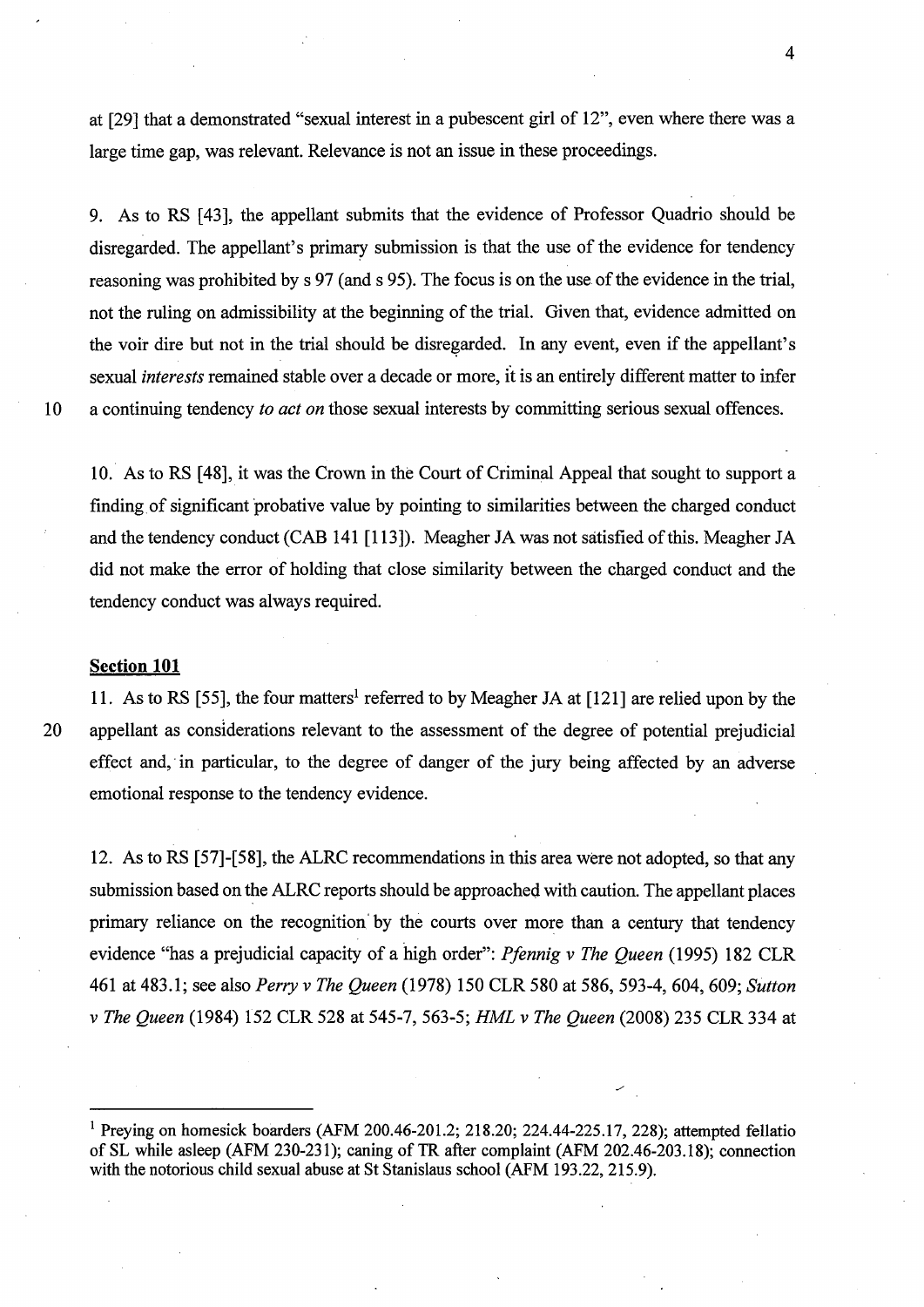at [29] that a demonstrated "sexual interest in a pubescent girl of 12", even where there was a large time gap, was relevant. Relevance is not an issue in these proceedings.

9. As to RS [43], the appellant submits that the evidence of Professor Quadrio should be disregarded. The appellant's primary submission is that the use of the evidence for tendency reasoning was prohibited by s 97 (and s 95). The focus is on the use of the evidence in the trial, not the ruling on admissibility at the beginning of the trial. Given that, evidence admitted on the voir dire but not in the trial should be disregarded. In any event, even if the appellant's sexual *interests* remained stable over a decade or more, it is an entirely different matter to infer a continuing tendency *to act on* those sexual interests by committing serious sexual offences.

10. As to RS [48], it was the Crown in the Court of Criminal Appeal that sought to support a finding of significant probative value by pointing to similarities between the charged conduct and the tendency conduct (CAB 141 [113]). Meagher JA was not satisfied of this. Meagher JA did not make the error of holding that close similarity between the charged conduct and the tendency conduct was always required.

**Section 101**

11. As to RS [55], the four matters[1] referred to by Meagher JA at [121] are relied upon by the appellant as considerations relevant to the assessment of the degree of potential prejudicial effect and, in particular, to the degree of danger of the jury being affected by an adverse emotional response to the tendency evidence.

12. As to RS [57]-[58], the ALRC recommendations in this area were not adopted, so that any submission based on the ALRC reports should be approached with caution. The appellant places primary reliance on the recognition by the courts over more than a century that tendency evidence "has a prejudicial capacity of a high order": *Pfennig v The Queen* (1995) 182 CLR 461 at 483.1; see also *Perry v The Queen* (1978) 150 CLR 580 at 586, 593-4, 604, 609; *Sutton v The Queen* (1984) 152 CLR 528 at 545-7, 563-5; *HML v The Queen* (2008) 235 CLR 334 at

---

[1] Preying on homesick boarders (AFM 200.46-201.2; 218.20; 224.44-225.17, 228); attempted fellatio of SL while asleep (AFM 230-231); caning of TR after complaint (AFM 202.46-203.18); connection with the notorious child sexual abuse at St Stanislaus school (AFM 193.22, 215.9).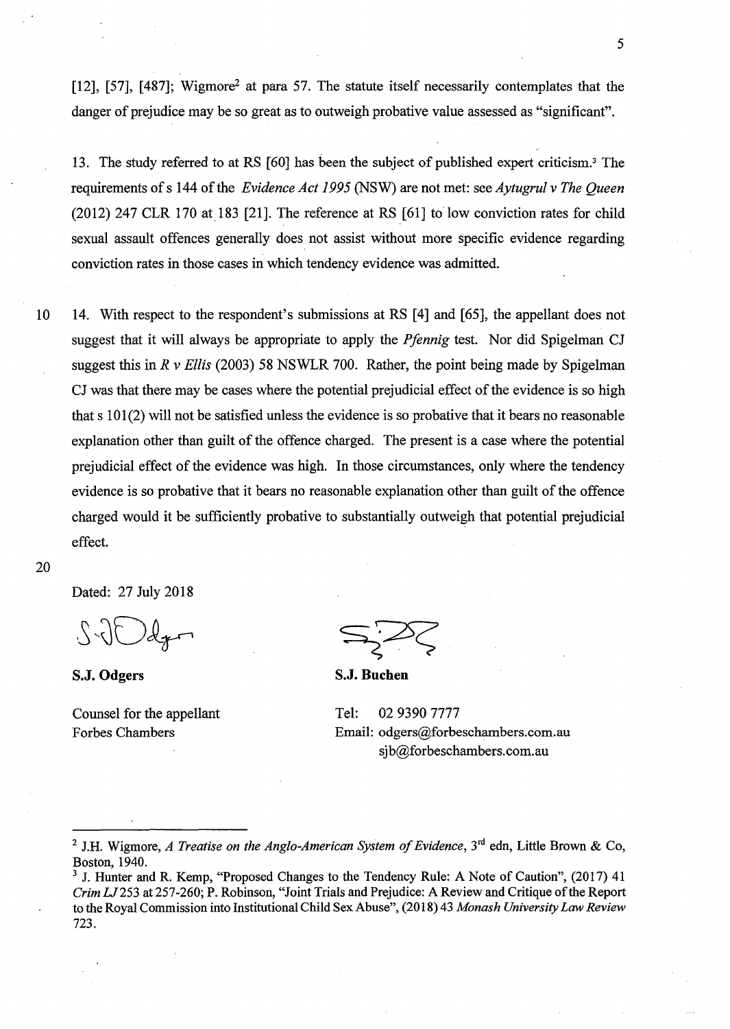[12], [57], [487]; Wigmore[2] at para 57. The statute itself necessarily contemplates that the danger of prejudice may be so great as to outweigh probative value assessed as "significant".

13. The study referred to at RS [60] has been the subject of published expert criticism.[3] The requirements of s 144 of the *Evidence Act 1995* (NSW) are not met: see *Aytugrul v The Queen* (2012) 247 CLR 170 at 183 [21]. The reference at RS [61] to low conviction rates for child sexual assault offences generally does not assist without more specific evidence regarding conviction rates in those cases in which tendency evidence was admitted.

14. With respect to the respondent's submissions at RS [4] and [65], the appellant does not suggest that it will always be appropriate to apply the *Pfennig* test. Nor did Spigelman CJ suggest this in *R v Ellis* (2003) 58 NSWLR 700. Rather, the point being made by Spigelman CJ was that there may be cases where the potential prejudicial effect of the evidence is so high that s 101(2) will not be satisfied unless the evidence is so probative that it bears no reasonable explanation other than guilt of the offence charged. The present is a case where the potential prejudicial effect of the evidence was high. In those circumstances, only where the tendency evidence is so probative that it bears no reasonable explanation other than guilt of the offence charged would it be sufficiently probative to substantially outweigh that potential prejudicial effect.

Dated: 27 July 2018

**S.J. Odgers**

Counsel for the appellant
Forbes Chambers

**S.J. Buchen**

Tel: 02 9390 7777
Email: odgers@forbeschambers.com.au
sjb@forbeschambers.com.au

---

[2] J.H. Wigmore, *A Treatise on the Anglo-American System of Evidence*, 3rd edn, Little Brown & Co, Boston, 1940.

[3] J. Hunter and R. Kemp, "Proposed Changes to the Tendency Rule: A Note of Caution", (2017) 41 *Crim LJ* 253 at 257-260; P. Robinson, "Joint Trials and Prejudice: A Review and Critique of the Report to the Royal Commission into Institutional Child Sex Abuse", (2018) 43 *Monash University Law Review* 723.